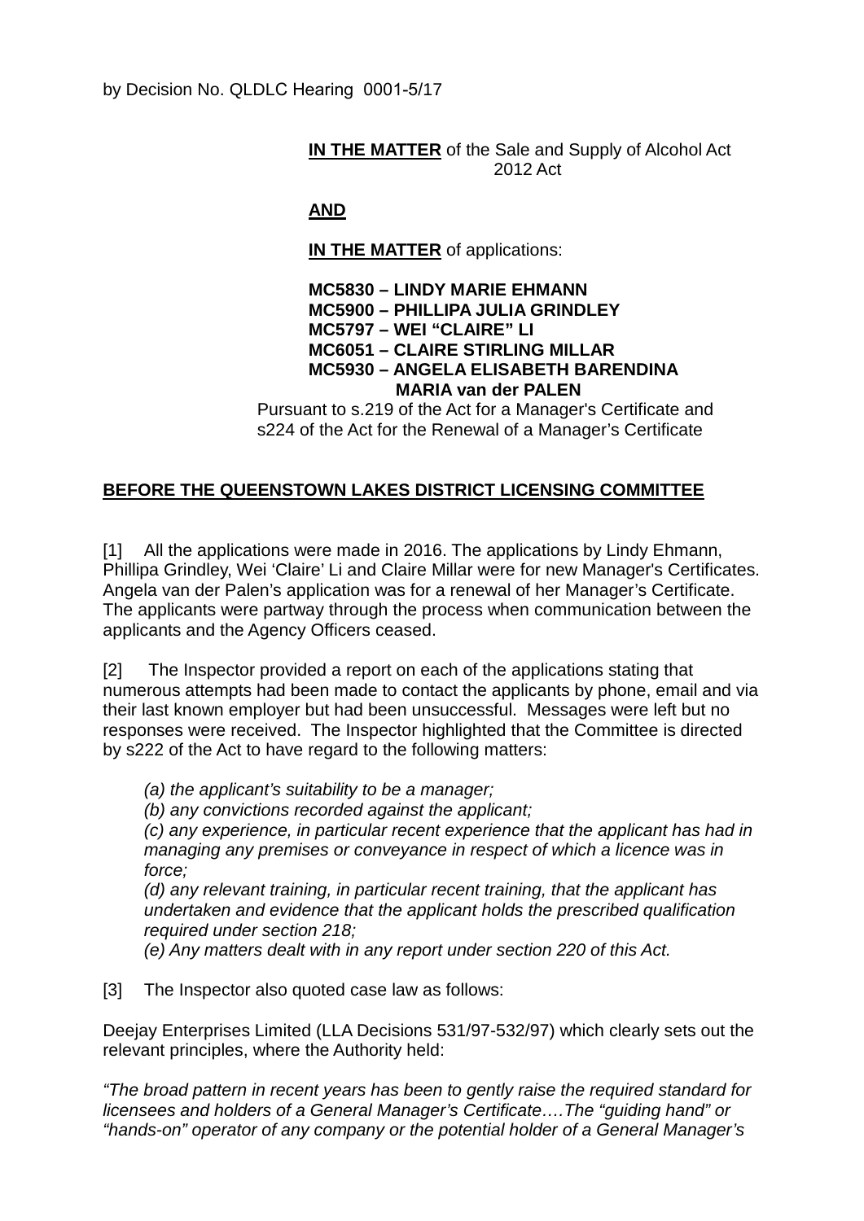by Decision No. QLDLC Hearing 0001-5/17

**IN THE MATTER** of the Sale and Supply of Alcohol Act 2012 Act

**AND**

**IN THE MATTER** of applications:

**MC5830 – LINDY MARIE EHMANN**
**MC5900 – PHILLIPA JULIA GRINDLEY**
**MC5797 – WEI "CLAIRE" LI**
**MC6051 – CLAIRE STIRLING MILLAR**
**MC5930 – ANGELA ELISABETH BARENDINA MARIA van der PALEN**

Pursuant to s.219 of the Act for a Manager's Certificate and s224 of the Act for the Renewal of a Manager's Certificate

**BEFORE THE QUEENSTOWN LAKES DISTRICT LICENSING COMMITTEE**

[1] All the applications were made in 2016. The applications by Lindy Ehmann, Phillipa Grindley, Wei 'Claire' Li and Claire Millar were for new Manager's Certificates. Angela van der Palen's application was for a renewal of her Manager's Certificate. The applicants were partway through the process when communication between the applicants and the Agency Officers ceased.

[2] The Inspector provided a report on each of the applications stating that numerous attempts had been made to contact the applicants by phone, email and via their last known employer but had been unsuccessful. Messages were left but no responses were received. The Inspector highlighted that the Committee is directed by s222 of the Act to have regard to the following matters:

*(a) the applicant's suitability to be a manager;*
*(b) any convictions recorded against the applicant;*
*(c) any experience, in particular recent experience that the applicant has had in managing any premises or conveyance in respect of which a licence was in force;*
*(d) any relevant training, in particular recent training, that the applicant has undertaken and evidence that the applicant holds the prescribed qualification required under section 218;*
*(e) Any matters dealt with in any report under section 220 of this Act.*

[3] The Inspector also quoted case law as follows:

Deejay Enterprises Limited (LLA Decisions 531/97-532/97) which clearly sets out the relevant principles, where the Authority held:

*"The broad pattern in recent years has been to gently raise the required standard for licensees and holders of a General Manager's Certificate….The "guiding hand" or "hands-on" operator of any company or the potential holder of a General Manager's*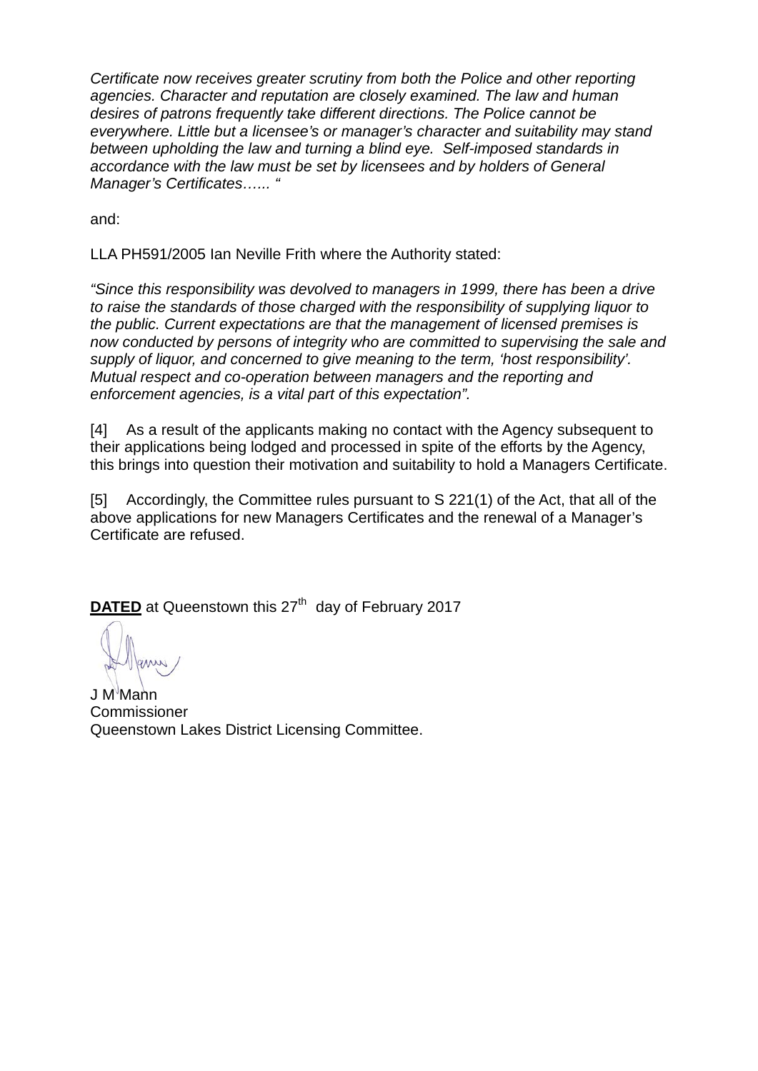*Certificate now receives greater scrutiny from both the Police and other reporting agencies. Character and reputation are closely examined. The law and human desires of patrons frequently take different directions. The Police cannot be everywhere. Little but a licensee's or manager's character and suitability may stand between upholding the law and turning a blind eye. Self-imposed standards in accordance with the law must be set by licensees and by holders of General Manager's Certificates…… "*

and:

LLA PH591/2005 Ian Neville Frith where the Authority stated:

*"Since this responsibility was devolved to managers in 1999, there has been a drive to raise the standards of those charged with the responsibility of supplying liquor to the public. Current expectations are that the management of licensed premises is now conducted by persons of integrity who are committed to supervising the sale and supply of liquor, and concerned to give meaning to the term, 'host responsibility'. Mutual respect and co-operation between managers and the reporting and enforcement agencies, is a vital part of this expectation".*

[4] As a result of the applicants making no contact with the Agency subsequent to their applications being lodged and processed in spite of the efforts by the Agency, this brings into question their motivation and suitability to hold a Managers Certificate.

[5] Accordingly, the Committee rules pursuant to S 221(1) of the Act, that all of the above applications for new Managers Certificates and the renewal of a Manager's Certificate are refused.

**DATED** at Queenstown this 27th day of February 2017

J M Mann
Commissioner
Queenstown Lakes District Licensing Committee.